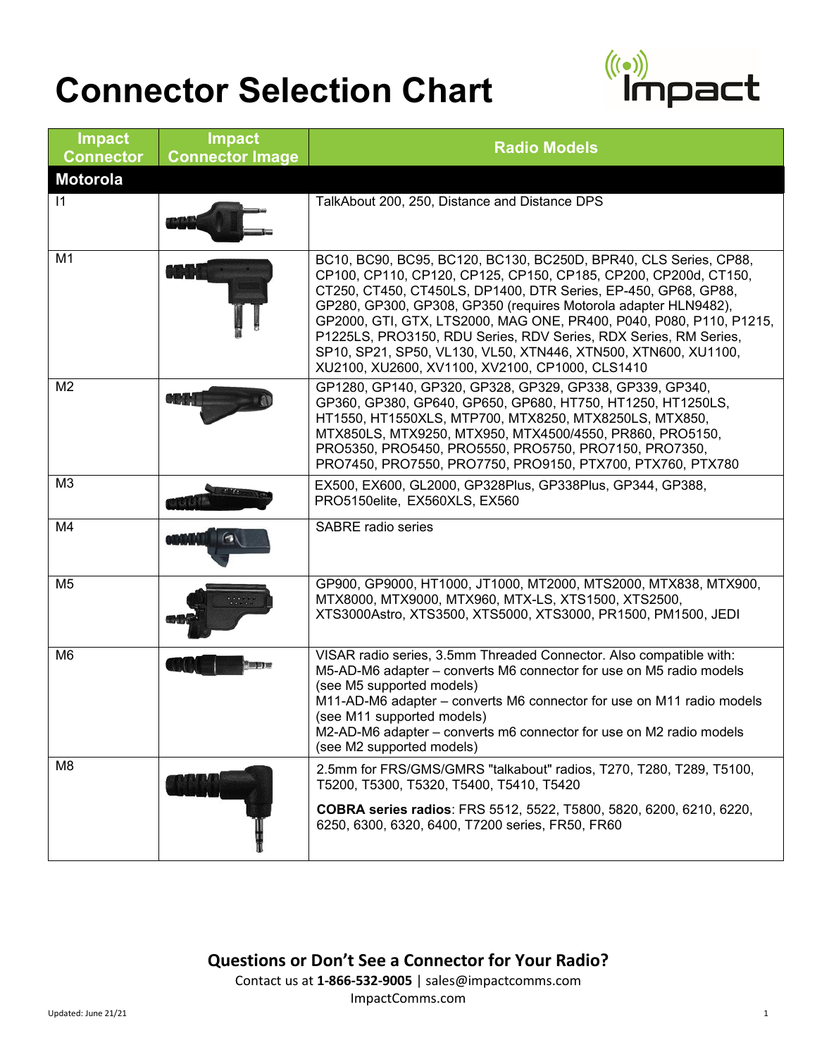# Connector Selection Chart

Impact

| Impact Connector | Impact Connector Image | Radio Models |
|---|---|---|
| **Motorola** | | |
| I1 | | TalkAbout 200, 250, Distance and Distance DPS |
| M1 | | BC10, BC90, BC95, BC120, BC130, BC250D, BPR40, CLS Series, CP88, CP100, CP110, CP120, CP125, CP150, CP185, CP200, CP200d, CT150, CT250, CT450, CT450LS, DP1400, DTR Series, EP-450, GP68, GP88, GP280, GP300, GP308, GP350 (requires Motorola adapter HLN9482), GP2000, GTI, GTX, LTS2000, MAG ONE, PR400, P040, P080, P110, P1215, P1225LS, PRO3150, RDU Series, RDV Series, RDX Series, RM Series, SP10, SP21, SP50, VL130, VL50, XTN446, XTN500, XTN600, XU1100, XU2100, XU2600, XV1100, XV2100, CP1000, CLS1410 |
| M2 | | GP1280, GP140, GP320, GP328, GP329, GP338, GP339, GP340, GP360, GP380, GP640, GP650, GP680, HT750, HT1250, HT1250LS, HT1550, HT1550XLS, MTP700, MTX8250, MTX8250LS, MTX850, MTX850LS, MTX9250, MTX950, MTX4500/4550, PR860, PRO5150, PRO5350, PRO5450, PRO5550, PRO5750, PRO7150, PRO7350, PRO7450, PRO7550, PRO7750, PRO9150, PTX700, PTX760, PTX780 |
| M3 | | EX500, EX600, GL2000, GP328Plus, GP338Plus, GP344, GP388, PRO5150elite, EX560XLS, EX560 |
| M4 | | SABRE radio series |
| M5 | | GP900, GP9000, HT1000, JT1000, MT2000, MTS2000, MTX838, MTX900, MTX8000, MTX9000, MTX960, MTX-LS, XTS1500, XTS2500, XTS3000Astro, XTS3500, XTS5000, XTS3000, PR1500, PM1500, JEDI |
| M6 | | VISAR radio series, 3.5mm Threaded Connector. Also compatible with:<br>M5-AD-M6 adapter – converts M6 connector for use on M5 radio models (see M5 supported models)<br>M11-AD-M6 adapter – converts M6 connector for use on M11 radio models (see M11 supported models)<br>M2-AD-M6 adapter – converts m6 connector for use on M2 radio models (see M2 supported models) |
| M8 | | 2.5mm for FRS/GMS/GMRS "talkabout" radios, T270, T280, T289, T5100, T5200, T5300, T5320, T5400, T5410, T5420<br>**COBRA series radios**: FRS 5512, 5522, T5800, 5820, 6200, 6210, 6220, 6250, 6300, 6320, 6400, T7200 series, FR50, FR60 |

**Questions or Don't See a Connector for Your Radio?**

Contact us at **1-866-532-9005** | sales@impactcomms.com

ImpactComms.com

Updated: June 21/21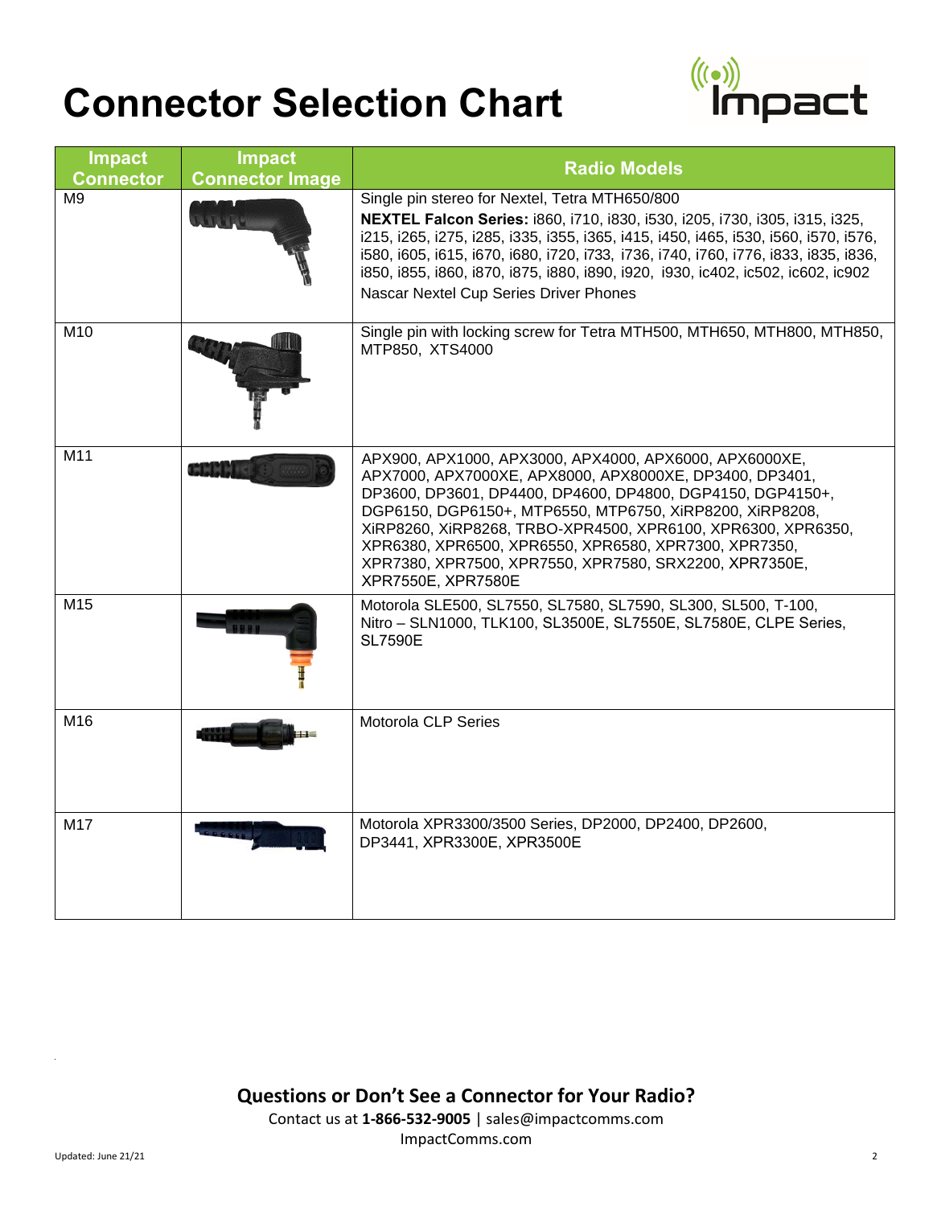# Connector Selection Chart

| Impact Connector | Impact Connector Image | Radio Models |
|---|---|---|
| M9 | | Single pin stereo for Nextel, Tetra MTH650/800<br>**NEXTEL Falcon Series:** i860, i710, i830, i530, i205, i730, i305, i315, i325, i215, i265, i275, i285, i335, i355, i365, i415, i450, i465, i530, i560, i570, i576, i580, i605, i615, i670, i680, i720, i733, i736, i740, i760, i776, i833, i835, i836, i850, i855, i860, i870, i875, i880, i890, i920, i930, ic402, ic502, ic602, ic902<br>Nascar Nextel Cup Series Driver Phones |
| M10 | | Single pin with locking screw for Tetra MTH500, MTH650, MTH800, MTH850, MTP850, XTS4000 |
| M11 | | APX900, APX1000, APX3000, APX4000, APX6000, APX6000XE, APX7000, APX7000XE, APX8000, APX8000XE, DP3400, DP3401, DP3600, DP3601, DP4400, DP4600, DP4800, DGP4150, DGP4150+, DGP6150, DGP6150+, MTP6550, MTP6750, XiRP8200, XiRP8208, XiRP8260, XiRP8268, TRBO-XPR4500, XPR6100, XPR6300, XPR6350, XPR6380, XPR6500, XPR6550, XPR6580, XPR7300, XPR7350, XPR7380, XPR7500, XPR7550, XPR7580, SRX2200, XPR7350E, XPR7550E, XPR7580E |
| M15 | | Motorola SLE500, SL7550, SL7580, SL7590, SL300, SL500, T-100, Nitro – SLN1000, TLK100, SL3500E, SL7550E, SL7580E, CLPE Series, SL7590E |
| M16 | | Motorola CLP Series |
| M17 | | Motorola XPR3300/3500 Series, DP2000, DP2400, DP2600, DP3441, XPR3300E, XPR3500E |

**Questions or Don't See a Connector for Your Radio?**

Contact us at **1-866-532-9005** | sales@impactcomms.com

ImpactComms.com

Updated: June 21/21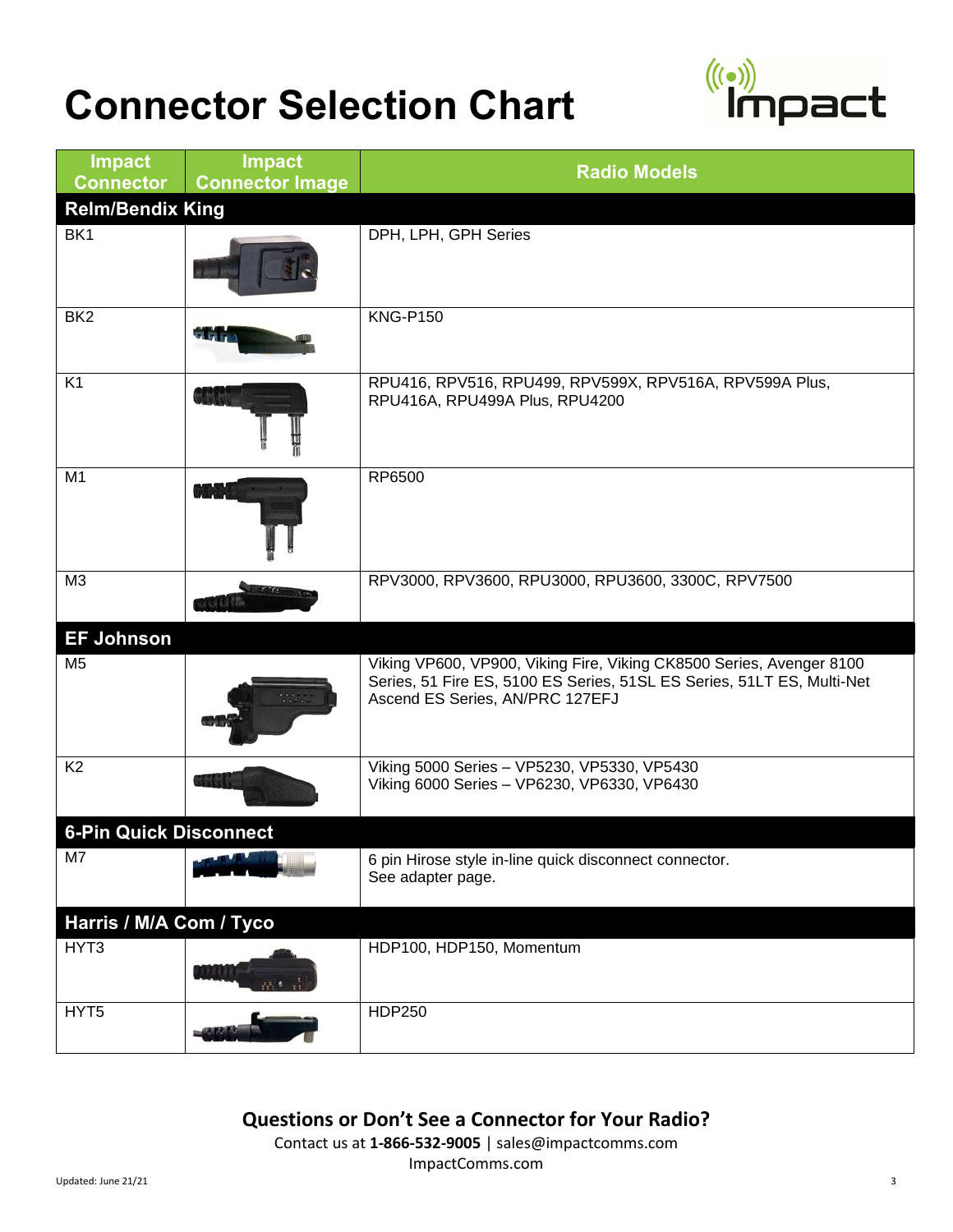# Connector Selection Chart

| Impact Connector | Impact Connector Image | Radio Models |
|---|---|---|
| **Relm/Bendix King** | | |
| BK1 | | DPH, LPH, GPH Series |
| BK2 | | KNG-P150 |
| K1 | | RPU416, RPV516, RPU499, RPV599X, RPV516A, RPV599A Plus, RPU416A, RPU499A Plus, RPU4200 |
| M1 | | RP6500 |
| M3 | | RPV3000, RPV3600, RPU3000, RPU3600, 3300C, RPV7500 |
| **EF Johnson** | | |
| M5 | | Viking VP600, VP900, Viking Fire, Viking CK8500 Series, Avenger 8100 Series, 51 Fire ES, 5100 ES Series, 51SL ES Series, 51LT ES, Multi-Net Ascend ES Series, AN/PRC 127EFJ |
| K2 | | Viking 5000 Series – VP5230, VP5330, VP5430<br>Viking 6000 Series – VP6230, VP6330, VP6430 |
| **6-Pin Quick Disconnect** | | |
| M7 | | 6 pin Hirose style in-line quick disconnect connector.<br>See adapter page. |
| **Harris / M/A Com / Tyco** | | |
| HYT3 | | HDP100, HDP150, Momentum |
| HYT5 | | HDP250 |

**Questions or Don't See a Connector for Your Radio?**

Contact us at **1-866-532-9005** | sales@impactcomms.com

ImpactComms.com

Updated: June 21/21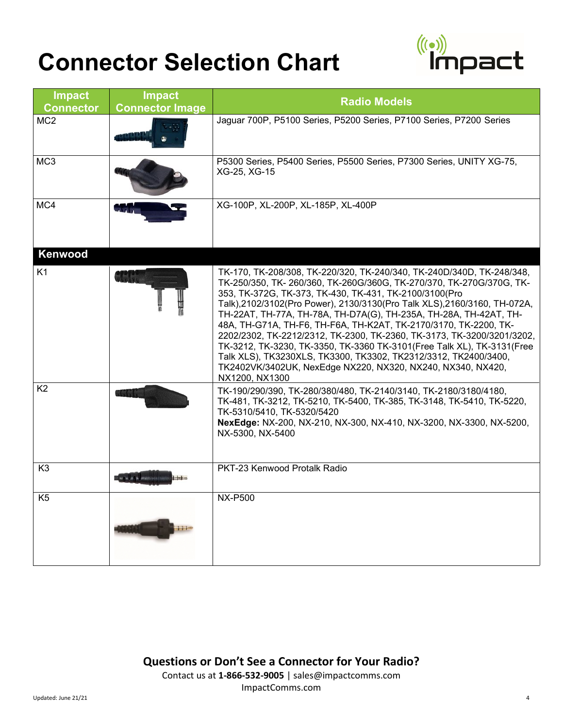# Connector Selection Chart

| Impact Connector | Impact Connector Image | Radio Models |
| --- | --- | --- |
| MC2 | | Jaguar 700P, P5100 Series, P5200 Series, P7100 Series, P7200 Series |
| MC3 | | P5300 Series, P5400 Series, P5500 Series, P7300 Series, UNITY XG-75, XG-25, XG-15 |
| MC4 | | XG-100P, XL-200P, XL-185P, XL-400P |
| **Kenwood** | | |
| K1 | | TK-170, TK-208/308, TK-220/320, TK-240/340, TK-240D/340D, TK-248/348, TK-250/350, TK- 260/360, TK-260G/360G, TK-270/370, TK-270G/370G, TK-353, TK-372G, TK-373, TK-430, TK-431, TK-2100/3100(Pro Talk),2102/3102(Pro Power), 2130/3130(Pro Talk XLS),2160/3160, TH-072A, TH-22AT, TH-77A, TH-78A, TH-D7A(G), TH-235A, TH-28A, TH-42AT, TH-48A, TH-G71A, TH-F6, TH-F6A, TH-K2AT, TK-2170/3170, TK-2200, TK-2202/2302, TK-2212/2312, TK-2300, TK-2360, TK-3173, TK-3200/3201/3202, TK-3212, TK-3230, TK-3350, TK-3360 TK-3101(Free Talk XL), TK-3131(Free Talk XLS), TK3230XLS, TK3300, TK3302, TK2312/3312, TK2400/3400, TK2402VK/3402UK, NexEdge NX220, NX320, NX240, NX340, NX420, NX1200, NX1300 |
| K2 | | TK-190/290/390, TK-280/380/480, TK-2140/3140, TK-2180/3180/4180, TK-481, TK-3212, TK-5210, TK-5400, TK-385, TK-3148, TK-5410, TK-5220, TK-5310/5410, TK-5320/5420 **NexEdge:** NX-200, NX-210, NX-300, NX-410, NX-3200, NX-3300, NX-5200, NX-5300, NX-5400 |
| K3 | | PKT-23 Kenwood Protalk Radio |
| K5 | | NX-P500 |

**Questions or Don't See a Connector for Your Radio?**

Contact us at **1-866-532-9005** | sales@impactcomms.com

ImpactComms.com

Updated: June 21/21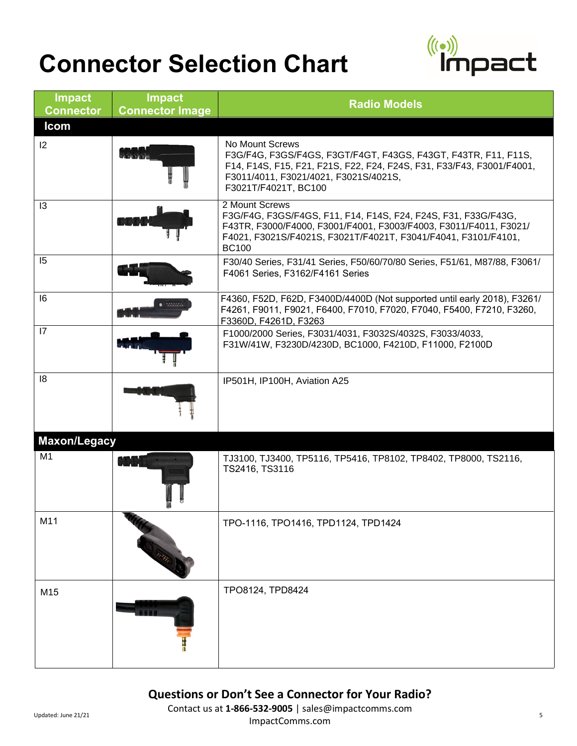# Connector Selection Chart

| Impact Connector | Impact Connector Image | Radio Models |
|---|---|---|
| **Icom** | | |
| I2 | | No Mount Screws<br>F3G/F4G, F3GS/F4GS, F3GT/F4GT, F43GS, F43GT, F43TR, F11, F11S, F14, F14S, F15, F21, F21S, F22, F24, F24S, F31, F33/F43, F3001/F4001, F3011/4011, F3021/4021, F3021S/4021S, F3021T/F4021T, BC100 |
| I3 | | 2 Mount Screws<br>F3G/F4G, F3GS/F4GS, F11, F14, F14S, F24, F24S, F31, F33G/F43G, F43TR, F3000/F4000, F3001/F4001, F3003/F4003, F3011/F4011, F3021/ F4021, F3021S/F4021S, F3021T/F4021T, F3041/F4041, F3101/F4101, BC100 |
| I5 | | F30/40 Series, F31/41 Series, F50/60/70/80 Series, F51/61, M87/88, F3061/ F4061 Series, F3162/F4161 Series |
| I6 | | F4360, F52D, F62D, F3400D/4400D (Not supported until early 2018), F3261/ F4261, F9011, F9021, F6400, F7010, F7020, F7040, F5400, F7210, F3260, F3360D, F4261D, F3263 |
| I7 | | F1000/2000 Series, F3031/4031, F3032S/4032S, F3033/4033, F31W/41W, F3230D/4230D, BC1000, F4210D, F11000, F2100D |
| I8 | | IP501H, IP100H, Aviation A25 |
| **Maxon/Legacy** | | |
| M1 | | TJ3100, TJ3400, TP5116, TP5416, TP8102, TP8402, TP8000, TS2116, TS2416, TS3116 |
| M11 | | TPO-1116, TPO1416, TPD1124, TPD1424 |
| M15 | | TPO8124, TPD8424 |

**Questions or Don't See a Connector for Your Radio?**

Contact us at **1-866-532-9005** | sales@impactcomms.com

ImpactComms.com

Updated: June 21/21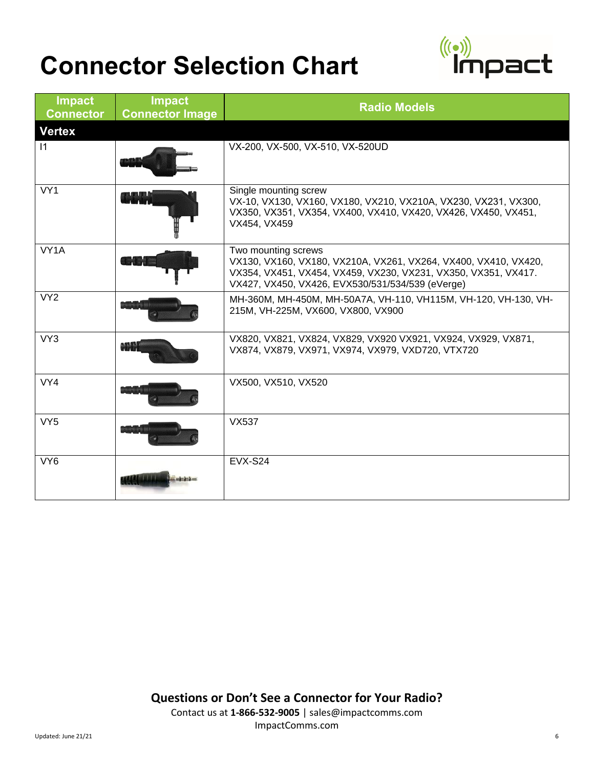# Connector Selection Chart

| Impact Connector | Impact Connector Image | Radio Models |
|---|---|---|
| **Vertex** | | |
| I1 | | VX-200, VX-500, VX-510, VX-520UD |
| VY1 | | Single mounting screw<br>VX-10, VX130, VX160, VX180, VX210, VX210A, VX230, VX231, VX300, VX350, VX351, VX354, VX400, VX410, VX420, VX426, VX450, VX451, VX454, VX459 |
| VY1A | | Two mounting screws<br>VX130, VX160, VX180, VX210A, VX261, VX264, VX400, VX410, VX420, VX354, VX451, VX454, VX459, VX230, VX231, VX350, VX351, VX417. VX427, VX450, VX426, EVX530/531/534/539 (eVerge) |
| VY2 | | MH-360M, MH-450M, MH-50A7A, VH-110, VH115M, VH-120, VH-130, VH-215M, VH-225M, VX600, VX800, VX900 |
| VY3 | | VX820, VX821, VX824, VX829, VX920 VX921, VX924, VX929, VX871, VX874, VX879, VX971, VX974, VX979, VXD720, VTX720 |
| VY4 | | VX500, VX510, VX520 |
| VY5 | | VX537 |
| VY6 | | EVX-S24 |

**Questions or Don't See a Connector for Your Radio?**

Contact us at **1-866-532-9005** | sales@impactcomms.com

ImpactComms.com

Updated: June 21/21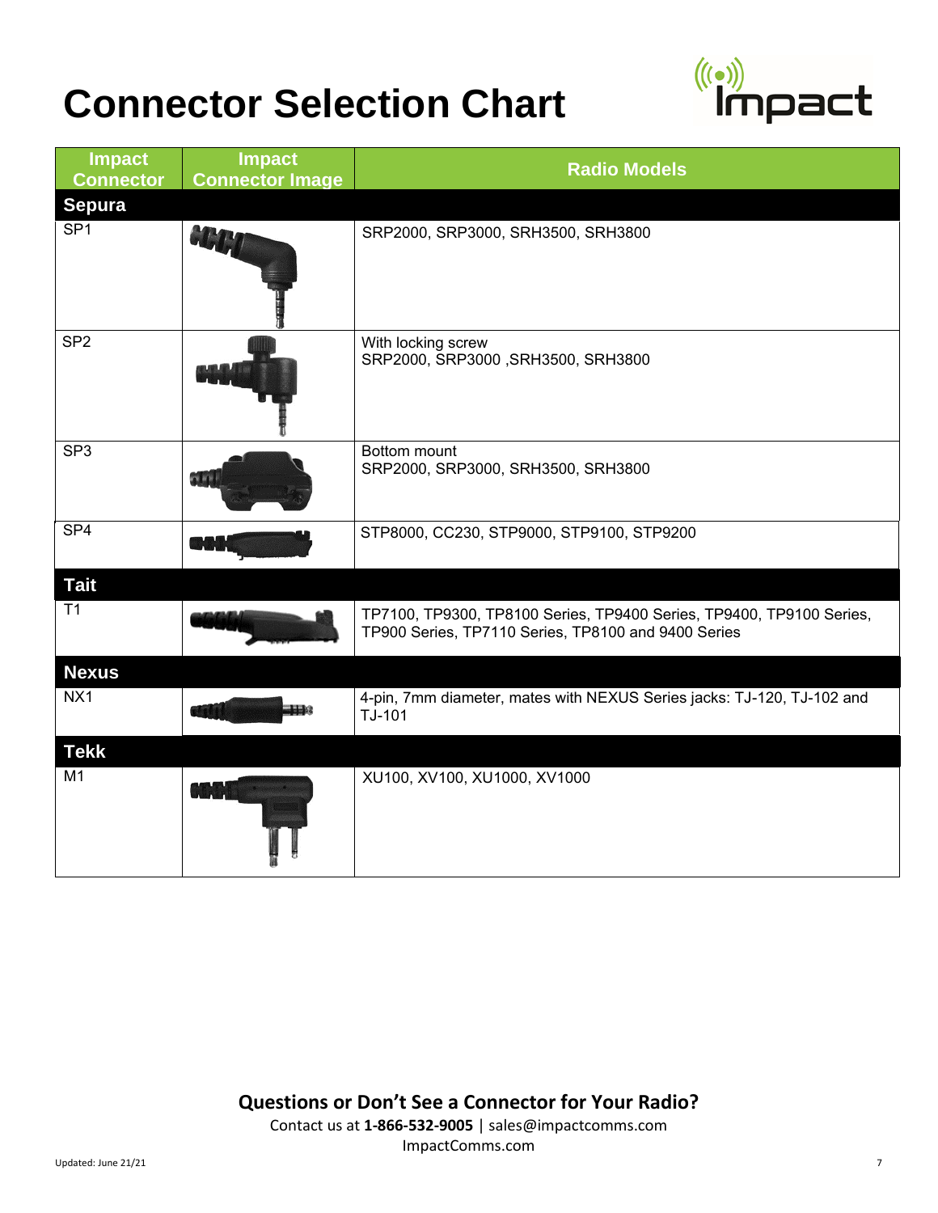# Connector Selection Chart

| Impact Connector | Impact Connector Image | Radio Models |
|---|---|---|
| **Sepura** | | |
| SP1 | | SRP2000, SRP3000, SRH3500, SRH3800 |
| SP2 | | With locking screw<br>SRP2000, SRP3000 ,SRH3500, SRH3800 |
| SP3 | | Bottom mount<br>SRP2000, SRP3000, SRH3500, SRH3800 |
| SP4 | | STP8000, CC230, STP9000, STP9100, STP9200 |
| **Tait** | | |
| T1 | | TP7100, TP9300, TP8100 Series, TP9400 Series, TP9400, TP9100 Series, TP900 Series, TP7110 Series, TP8100 and 9400 Series |
| **Nexus** | | |
| NX1 | | 4-pin, 7mm diameter, mates with NEXUS Series jacks: TJ-120, TJ-102 and TJ-101 |
| **Tekk** | | |
| M1 | | XU100, XV100, XU1000, XV1000 |

**Questions or Don't See a Connector for Your Radio?**

Contact us at **1-866-532-9005** | sales@impactcomms.com

ImpactComms.com

Updated: June 21/21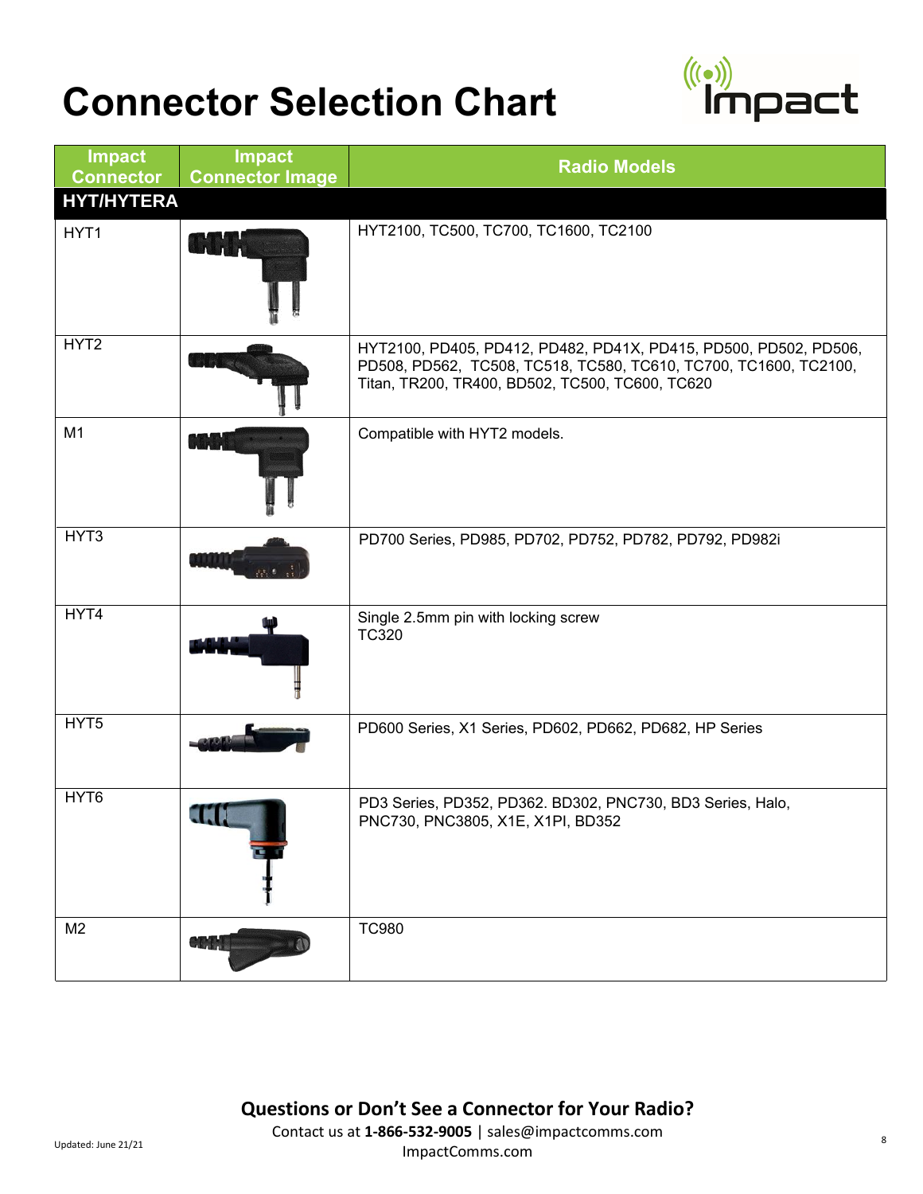# Connector Selection Chart

| Impact Connector | Impact Connector Image | Radio Models |
|---|---|---|
| **HYT/HYTERA** | | |
| HYT1 | | HYT2100, TC500, TC700, TC1600, TC2100 |
| HYT2 | | HYT2100, PD405, PD412, PD482, PD41X, PD415, PD500, PD502, PD506, PD508, PD562, TC508, TC518, TC580, TC610, TC700, TC1600, TC2100, Titan, TR200, TR400, BD502, TC500, TC600, TC620 |
| M1 | | Compatible with HYT2 models. |
| HYT3 | | PD700 Series, PD985, PD702, PD752, PD782, PD792, PD982i |
| HYT4 | | Single 2.5mm pin with locking screw<br>TC320 |
| HYT5 | | PD600 Series, X1 Series, PD602, PD662, PD682, HP Series |
| HYT6 | | PD3 Series, PD352, PD362. BD302, PNC730, BD3 Series, Halo, PNC730, PNC3805, X1E, X1PI, BD352 |
| M2 | | TC980 |

**Questions or Don't See a Connector for Your Radio?**

Contact us at **1-866-532-9005** | sales@impactcomms.com
ImpactComms.com

Updated: June 21/21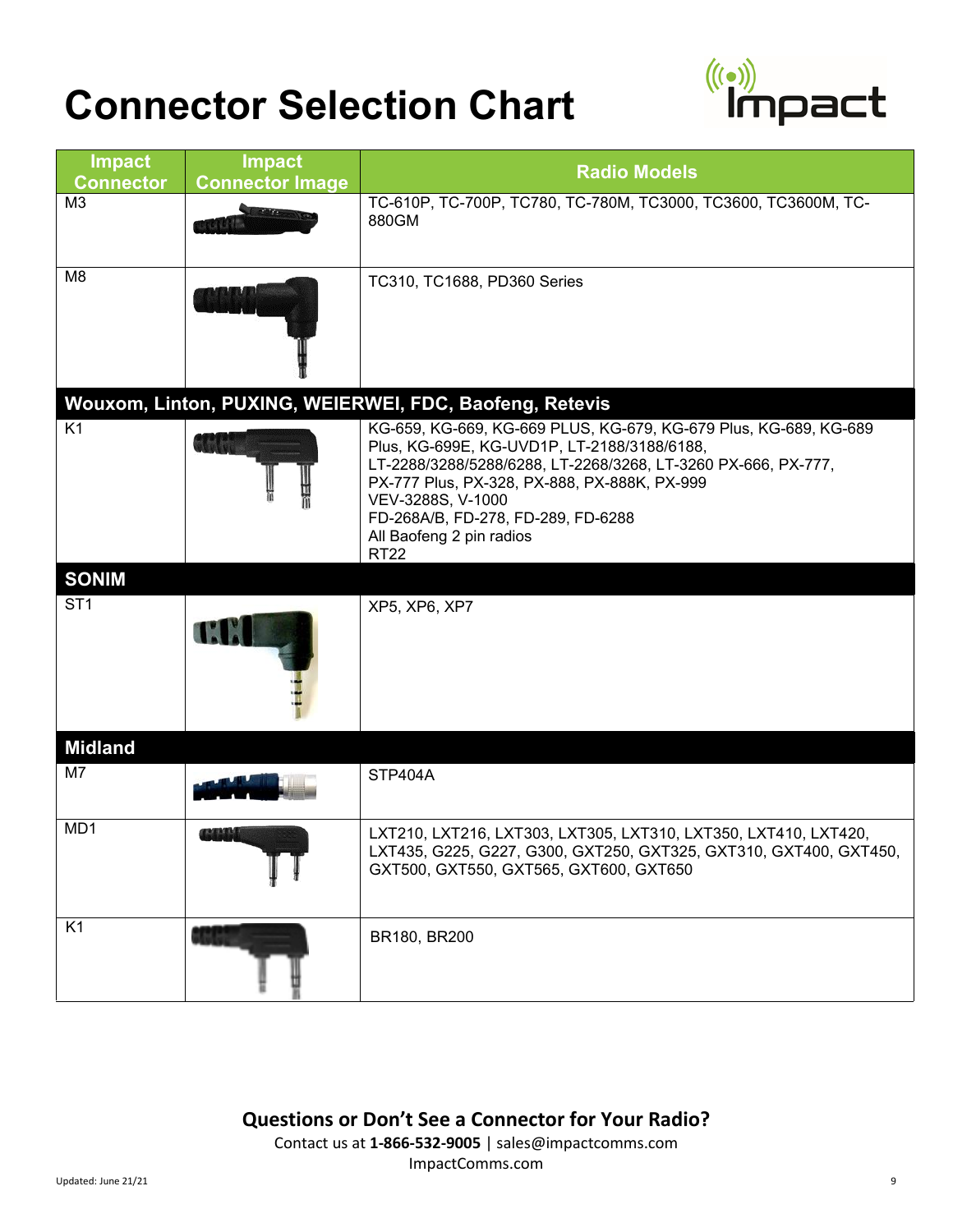# Connector Selection Chart

| Impact Connector | Impact Connector Image | Radio Models |
|---|---|---|
| M3 | | TC-610P, TC-700P, TC780, TC-780M, TC3000, TC3600, TC3600M, TC-880GM |
| M8 | | TC310, TC1688, PD360 Series |
| **Wouxom, Linton, PUXING, WEIERWEI, FDC, Baofeng, Retevis** | | |
| K1 | | KG-659, KG-669, KG-669 PLUS, KG-679, KG-679 Plus, KG-689, KG-689 Plus, KG-699E, KG-UVD1P, LT-2188/3188/6188, LT-2288/3288/5288/6288, LT-2268/3268, LT-3260 PX-666, PX-777, PX-777 Plus, PX-328, PX-888, PX-888K, PX-999 VEV-3288S, V-1000 FD-268A/B, FD-278, FD-289, FD-6288 All Baofeng 2 pin radios RT22 |
| **SONIM** | | |
| ST1 | | XP5, XP6, XP7 |
| **Midland** | | |
| M7 | | STP404A |
| MD1 | | LXT210, LXT216, LXT303, LXT305, LXT310, LXT350, LXT410, LXT420, LXT435, G225, G227, G300, GXT250, GXT325, GXT310, GXT400, GXT450, GXT500, GXT550, GXT565, GXT600, GXT650 |
| K1 | | BR180, BR200 |

**Questions or Don't See a Connector for Your Radio?**

Contact us at **1-866-532-9005** | sales@impactcomms.com

ImpactComms.com

Updated: June 21/21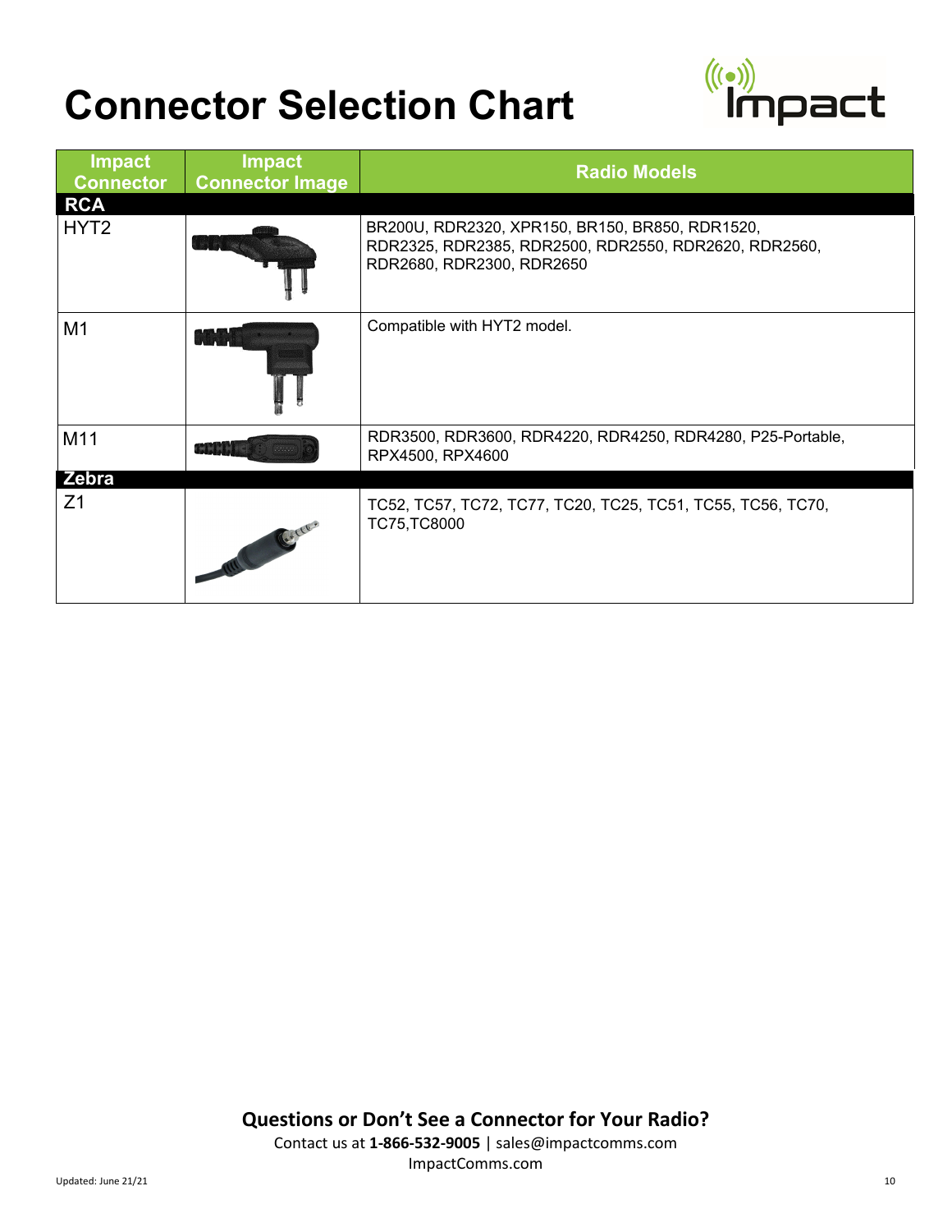# Connector Selection Chart

| Impact Connector | Impact Connector Image | Radio Models |
| --- | --- | --- |
| **RCA** | | |
| HYT2 | | BR200U, RDR2320, XPR150, BR150, BR850, RDR1520, RDR2325, RDR2385, RDR2500, RDR2550, RDR2620, RDR2560, RDR2680, RDR2300, RDR2650 |
| M1 | | Compatible with HYT2 model. |
| M11 | | RDR3500, RDR3600, RDR4220, RDR4250, RDR4280, P25-Portable, RPX4500, RPX4600 |
| **Zebra** | | |
| Z1 | | TC52, TC57, TC72, TC77, TC20, TC25, TC51, TC55, TC56, TC70, TC75,TC8000 |

**Questions or Don't See a Connector for Your Radio?**

Contact us at **1-866-532-9005** | sales@impactcomms.com

ImpactComms.com

Updated: June 21/21